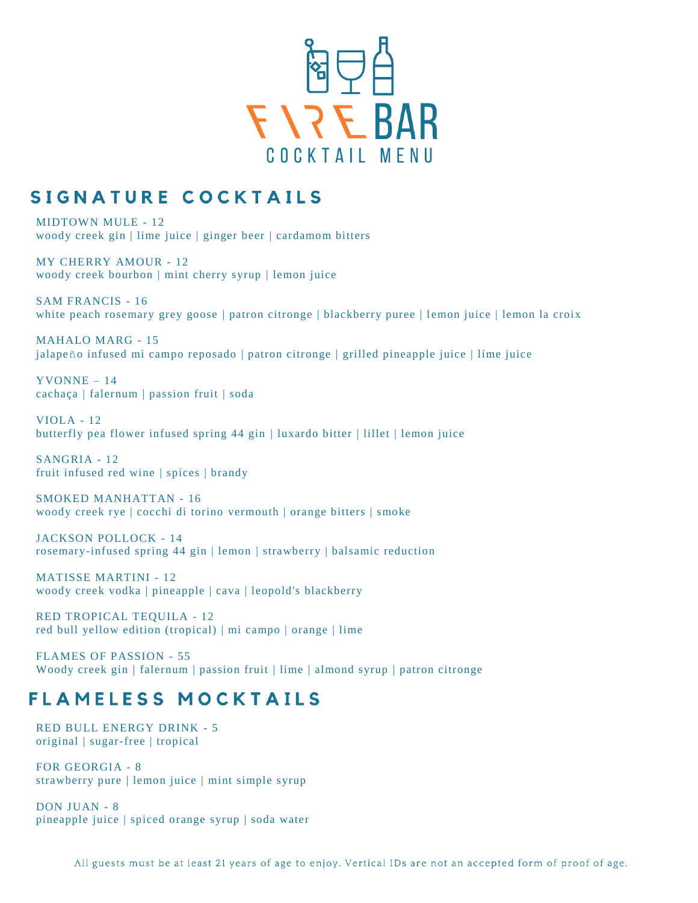# FIRE BAR

COCKTAIL MENU

## SIGNATURE COCKTAILS

MIDTOWN MULE - 12
woody creek gin | lime juice | ginger beer | cardamom bitters

MY CHERRY AMOUR - 12
woody creek bourbon | mint cherry syrup | lemon juice

SAM FRANCIS - 16
white peach rosemary grey goose | patron citronge | blackberry puree | lemon juice | lemon la croix

MAHALO MARG - 15
jalapeño infused mi campo reposado | patron citronge | grilled pineapple juice | lime juice

YVONNE – 14
cachaça | falernum | passion fruit | soda

VIOLA - 12
butterfly pea flower infused spring 44 gin | luxardo bitter | lillet | lemon juice

SANGRIA - 12
fruit infused red wine | spices | brandy

SMOKED MANHATTAN - 16
woody creek rye | cocchi di torino vermouth | orange bitters | smoke

JACKSON POLLOCK - 14
rosemary-infused spring 44 gin | lemon | strawberry | balsamic reduction

MATISSE MARTINI - 12
woody creek vodka | pineapple | cava | leopold's blackberry

RED TROPICAL TEQUILA - 12
red bull yellow edition (tropical) | mi campo | orange | lime

FLAMES OF PASSION - 55
Woody creek gin | falernum | passion fruit | lime | almond syrup | patron citronge

## FLAMELESS MOCKTAILS

RED BULL ENERGY DRINK - 5
original | sugar-free | tropical

FOR GEORGIA - 8
strawberry pure | lemon juice | mint simple syrup

DON JUAN - 8
pineapple juice | spiced orange syrup | soda water

All guests must be at least 21 years of age to enjoy. Vertical IDs are not an accepted form of proof of age.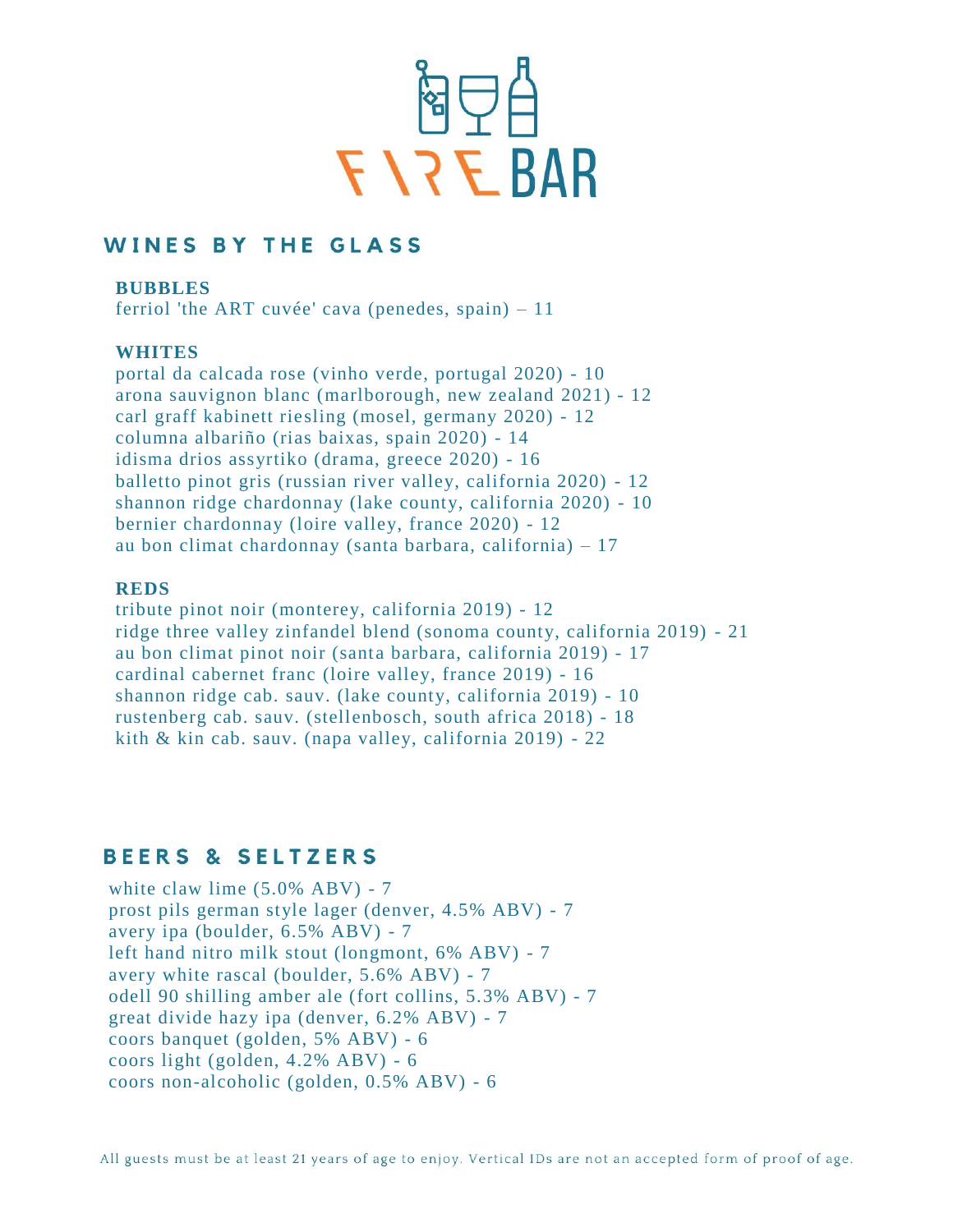# FIRE BAR

## WINES BY THE GLASS

**BUBBLES**

ferriol 'the ART cuvée' cava (penedes, spain) – 11

**WHITES**

portal da calcada rose (vinho verde, portugal 2020) - 10
arona sauvignon blanc (marlborough, new zealand 2021) - 12
carl graff kabinett riesling (mosel, germany 2020) - 12
columna albariño (rias baixas, spain 2020) - 14
idisma drios assyrtiko (drama, greece 2020) - 16
balletto pinot gris (russian river valley, california 2020) - 12
shannon ridge chardonnay (lake county, california 2020) - 10
bernier chardonnay (loire valley, france 2020) - 12
au bon climat chardonnay (santa barbara, california) – 17

**REDS**

tribute pinot noir (monterey, california 2019) - 12
ridge three valley zinfandel blend (sonoma county, california 2019) - 21
au bon climat pinot noir (santa barbara, california 2019) - 17
cardinal cabernet franc (loire valley, france 2019) - 16
shannon ridge cab. sauv. (lake county, california 2019) - 10
rustenberg cab. sauv. (stellenbosch, south africa 2018) - 18
kith & kin cab. sauv. (napa valley, california 2019) - 22

## BEERS & SELTZERS

white claw lime (5.0% ABV) - 7
prost pils german style lager (denver, 4.5% ABV) - 7
avery ipa (boulder, 6.5% ABV) - 7
left hand nitro milk stout (longmont, 6% ABV) - 7
avery white rascal (boulder, 5.6% ABV) - 7
odell 90 shilling amber ale (fort collins, 5.3% ABV) - 7
great divide hazy ipa (denver, 6.2% ABV) - 7
coors banquet (golden, 5% ABV) - 6
coors light (golden, 4.2% ABV) - 6
coors non-alcoholic (golden, 0.5% ABV) - 6

All guests must be at least 21 years of age to enjoy. Vertical IDs are not an accepted form of proof of age.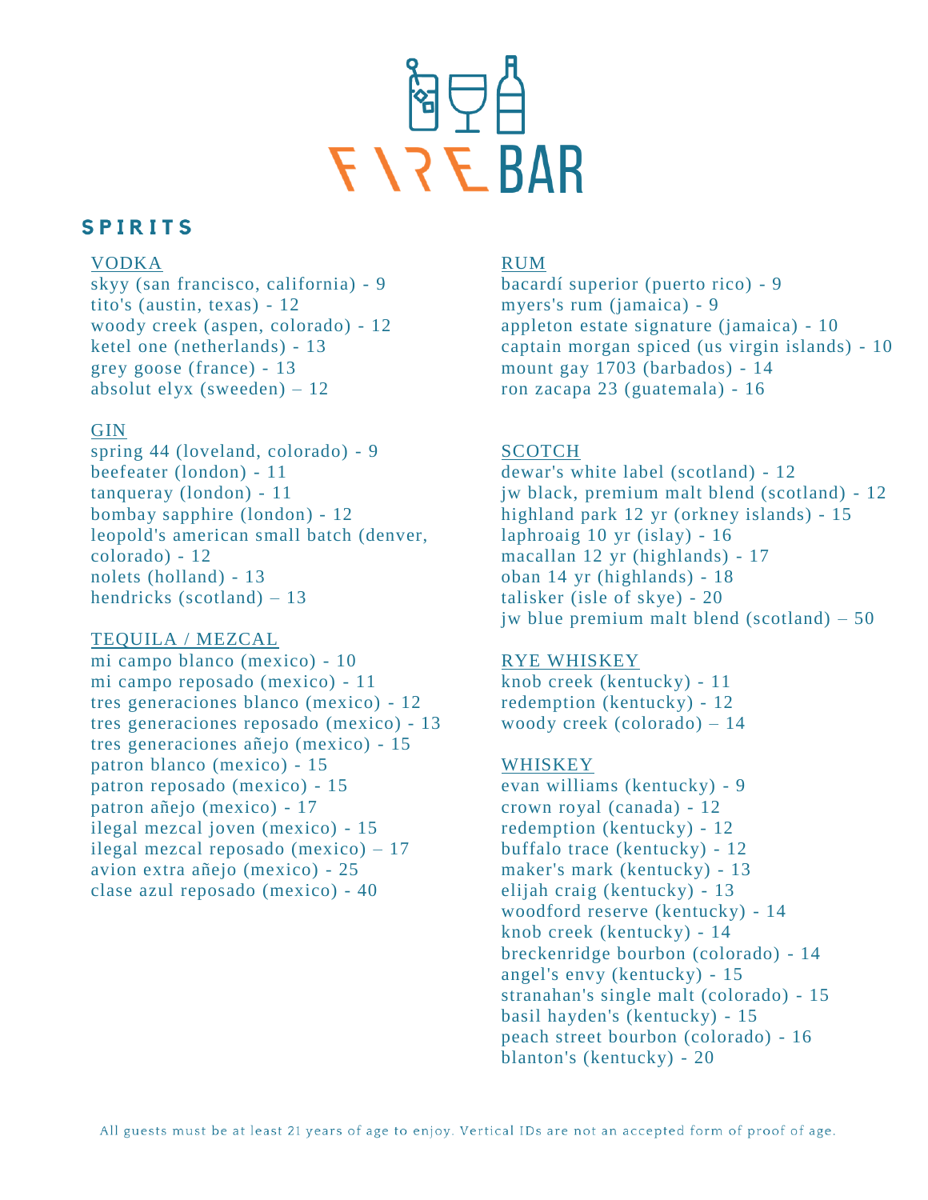# FARE BAR

## SPIRITS

### VODKA

skyy (san francisco, california) - 9
tito's (austin, texas) - 12
woody creek (aspen, colorado) - 12
ketel one (netherlands) - 13
grey goose (france) - 13
absolut elyx (sweeden) – 12

### GIN

spring 44 (loveland, colorado) - 9
beefeater (london) - 11
tanqueray (london) - 11
bombay sapphire (london) - 12
leopold's american small batch (denver, colorado) - 12
nolets (holland) - 13
hendricks (scotland) – 13

### TEQUILA / MEZCAL

mi campo blanco (mexico) - 10
mi campo reposado (mexico) - 11
tres generaciones blanco (mexico) - 12
tres generaciones reposado (mexico) - 13
tres generaciones añejo (mexico) - 15
patron blanco (mexico) - 15
patron reposado (mexico) - 15
patron añejo (mexico) - 17
ilegal mezcal joven (mexico) - 15
ilegal mezcal reposado (mexico) – 17
avion extra añejo (mexico) - 25
clase azul reposado (mexico) - 40

### RUM

bacardí superior (puerto rico) - 9
myers's rum (jamaica) - 9
appleton estate signature (jamaica) - 10
captain morgan spiced (us virgin islands) - 10
mount gay 1703 (barbados) - 14
ron zacapa 23 (guatemala) - 16

### SCOTCH

dewar's white label (scotland) - 12
jw black, premium malt blend (scotland) - 12
highland park 12 yr (orkney islands) - 15
laphroaig 10 yr (islay) - 16
macallan 12 yr (highlands) - 17
oban 14 yr (highlands) - 18
talisker (isle of skye) - 20
jw blue premium malt blend (scotland) – 50

### RYE WHISKEY

knob creek (kentucky) - 11
redemption (kentucky) - 12
woody creek (colorado) – 14

### WHISKEY

evan williams (kentucky) - 9
crown royal (canada) - 12
redemption (kentucky) - 12
buffalo trace (kentucky) - 12
maker's mark (kentucky) - 13
elijah craig (kentucky) - 13
woodford reserve (kentucky) - 14
knob creek (kentucky) - 14
breckenridge bourbon (colorado) - 14
angel's envy (kentucky) - 15
stranahan's single malt (colorado) - 15
basil hayden's (kentucky) - 15
peach street bourbon (colorado) - 16
blanton's (kentucky) - 20

All guests must be at least 21 years of age to enjoy. Vertical IDs are not an accepted form of proof of age.